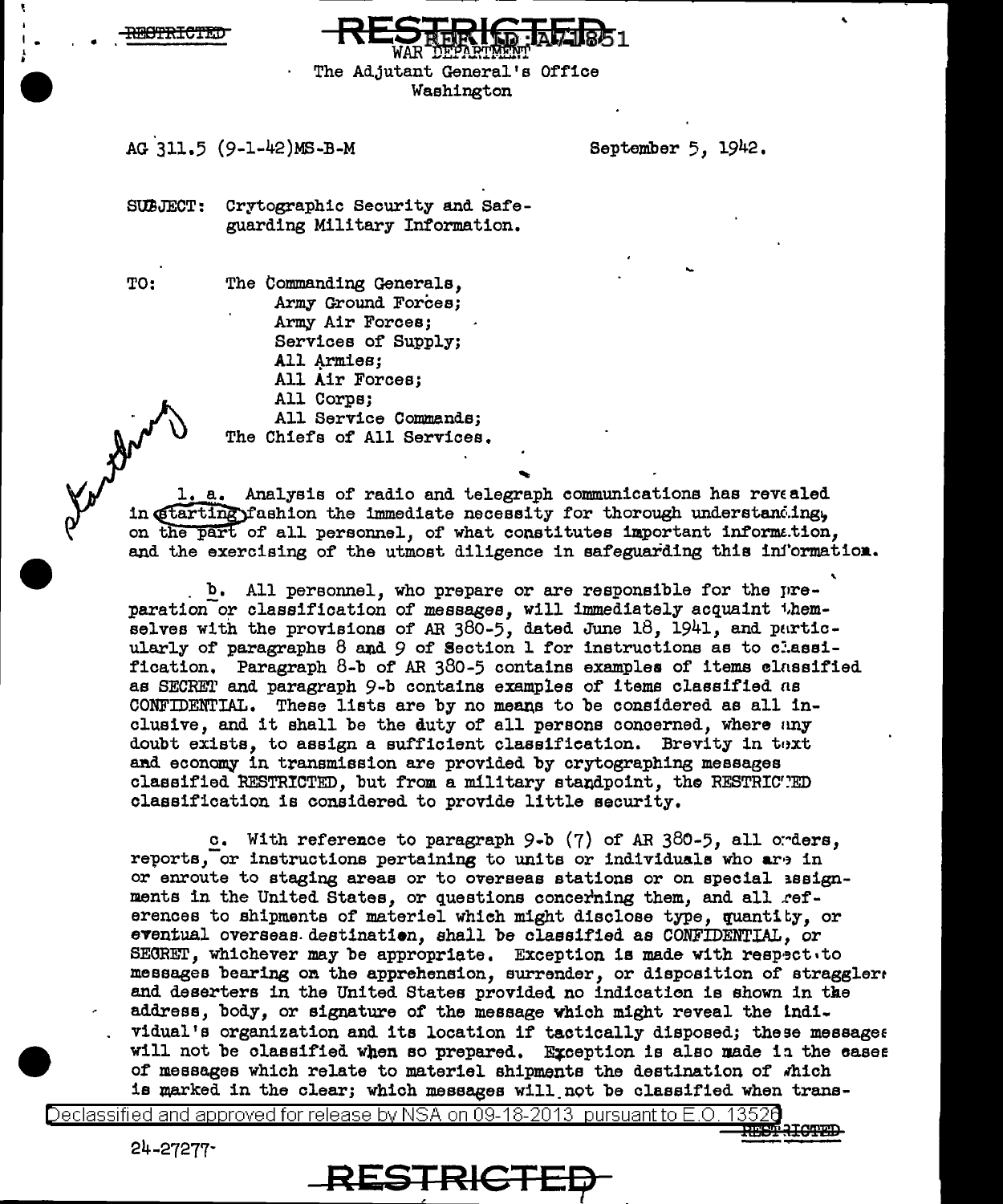RESTRICTED

RESTRICTED REF ID:A71851

WAR DEPARTMENT
The Adjutant General's Office
Washington

AG 311.5 (9-1-42)MS-B-M

September 5, 1942.

SUBJECT: Crytographic Security and Safeguarding Military Information.

TO: The Commanding Generals,
- Army Ground Forces;
- Army Air Forces;
- Services of Supply;
- All Armies;
- All Air Forces;
- All Corps;
- All Service Commands;

The Chiefs of All Services.

1. a. Analysis of radio and telegraph communications has revealed in starting fashion the immediate necessity for thorough understanding, on the part of all personnel, of what constitutes important information, and the exercising of the utmost diligence in safeguarding this information.

b. All personnel, who prepare or are responsible for the preparation or classification of messages, will immediately acquaint themselves with the provisions of AR 380-5, dated June 18, 1941, and particularly of paragraphs 8 and 9 of Section 1 for instructions as to classification. Paragraph 8-b of AR 380-5 contains examples of items classified as SECRET and paragraph 9-b contains examples of items classified as CONFIDENTIAL. These lists are by no means to be considered as all inclusive, and it shall be the duty of all persons concerned, where any doubt exists, to assign a sufficient classification. Brevity in text and economy in transmission are provided by crytographing messages classified RESTRICTED, but from a military standpoint, the RESTRICTED classification is considered to provide little security.

c. With reference to paragraph 9-b (7) of AR 380-5, all orders, reports, or instructions pertaining to units or individuals who are in or enroute to staging areas or to overseas stations or on special assignments in the United States, or questions concerning them, and all references to shipments of materiel which might disclose type, quantity, or eventual overseas destination, shall be classified as CONFIDENTIAL, or SECRET, whichever may be appropriate. Exception is made with respect to messages bearing on the apprehension, surrender, or disposition of stragglers and deserters in the United States provided no indication is shown in the address, body, or signature of the message which might reveal the individual's organization and its location if tactically disposed; these messages will not be classified when so prepared. Exception is also made in the cases of messages which relate to materiel shipments the destination of which is marked in the clear; which messages will not be classified when trans-

24-27277

RESTRICTED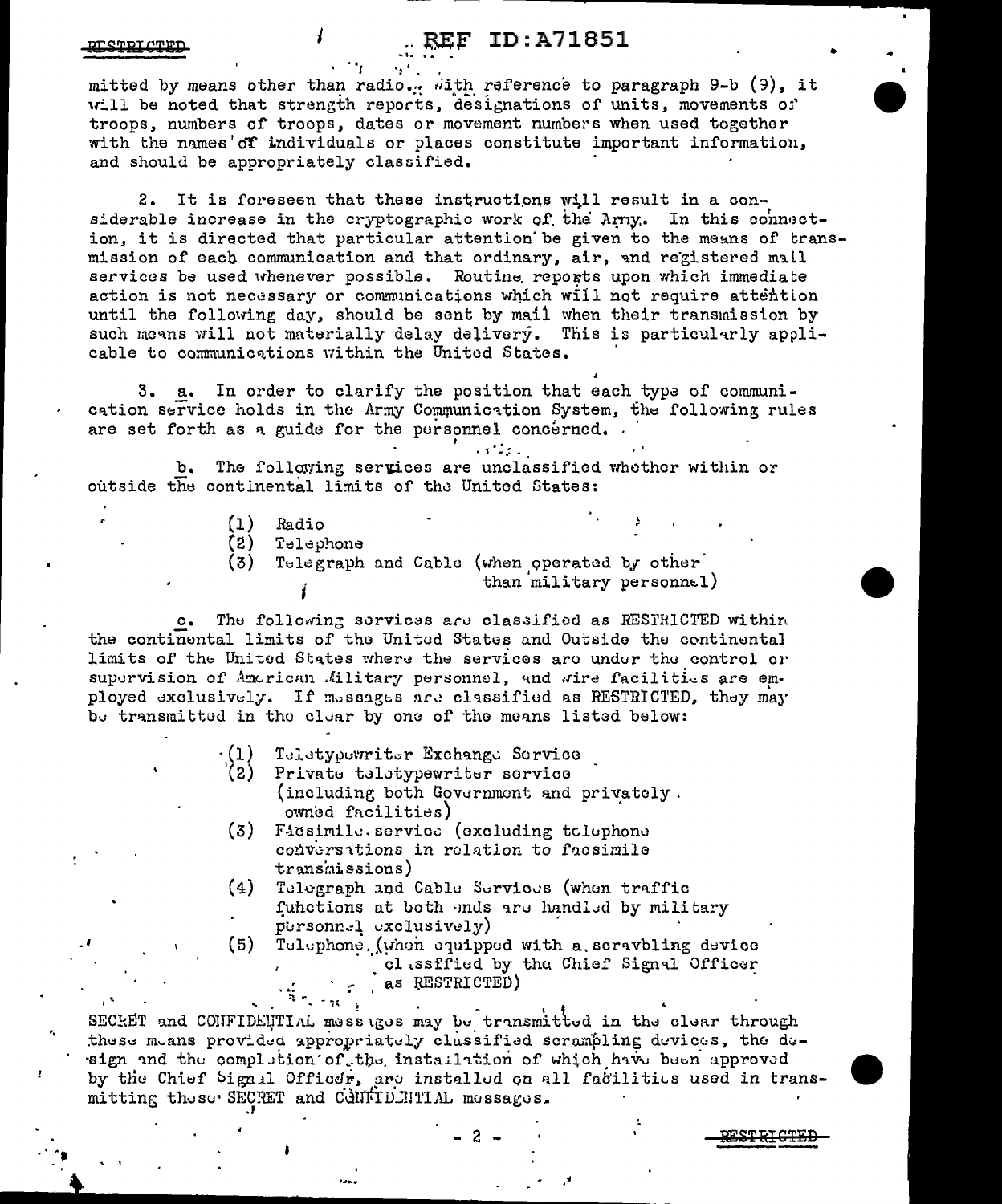mitted by means other than radio. With reference to paragraph 9-b (9), it will be noted that strength reports, designations of units, movements of troops, numbers of troops, dates or movement numbers when used together with the names of individuals or places constitute important information, and should be appropriately classified.

2. It is foreseen that these instructions will result in a considerable increase in the cryptographic work of the Army. In this connection, it is directed that particular attention be given to the means of transmission of each communication and that ordinary, air, and registered mail services be used whenever possible. Routine reports upon which immediate action is not necessary or communications which will not require attention until the following day, should be sent by mail when their transmission by such means will not materially delay delivery. This is particularly applicable to communications within the United States.

3. a. In order to clarify the position that each type of communication service holds in the Army Communication System, the following rules are set forth as a guide for the personnel concerned.

b. The following services are unclassified whether within or outside the continental limits of the United States:

(1) Radio
(2) Telephone
(3) Telegraph and Cable (when operated by other than military personnel)

c. The following services are classified as RESTRICTED within the continental limits of the United States and Outside the continental limits of the United States where the services are under the control or supervision of American Military personnel, and wire facilities are employed exclusively. If messages are classified as RESTRICTED, they may be transmitted in the clear by one of the means listed below:

(1) Teletypewriter Exchange Service
(2) Private teletypewriter service (including both Government and privately owned facilities)
(3) Facsimile service (excluding telephone conversations in relation to facsimile transmissions)
(4) Telegraph and Cable Services (when traffic functions at both ends are handled by military personnel exclusively)
(5) Telephone (when equipped with a scrambling device classified by the Chief Signal Officer as RESTRICTED)

SECRET and CONFIDENTIAL messages may be transmitted in the clear through these means provided appropriately classified scrambling devices, the design and the completion of the installation of which have been approved by the Chief Signal Officer, are installed on all facilities used in transmitting these SECRET and CONFIDENTIAL messages.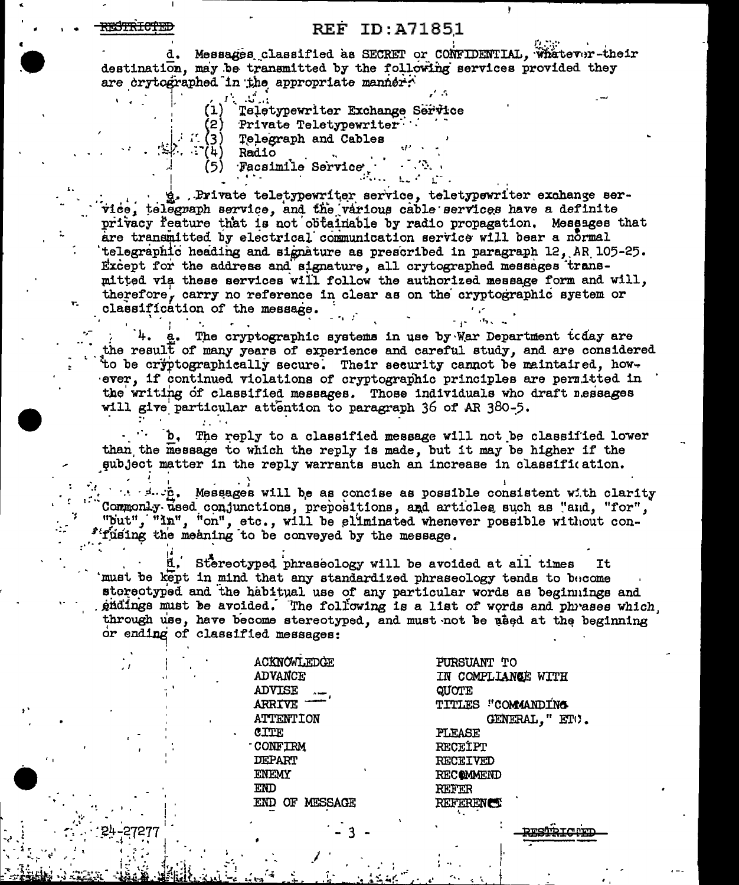d. Messages classified as SECRET or CONFIDENTIAL, whatever their destination, may be transmitted by the following services provided they are crytographed in the appropriate manner:

(1) Teletypewriter Exchange Service
(2) Private Teletypewriter
(3) Telegraph and Cables
(4) Radio
(5) Facsimile Service

e. Private teletypewriter service, teletypewriter exchange service, telegraph service, and the various cable services have a definite privacy feature that is not obtainable by radio propagation. Messages that are transmitted by electrical communication service will bear a normal telegraphic heading and signature as prescribed in paragraph 12, AR 105-25. Except for the address and signature, all crytographed messages transmitted via these services will follow the authorized message form and will, therefore, carry no reference in clear as on the cryptographic system or classification of the message.

4. a. The cryptographic systems in use by War Department today are the result of many years of experience and careful study, and are considered to be cryptographically secure. Their security cannot be maintained, however, if continued violations of cryptographic principles are permitted in the writing of classified messages. Those individuals who draft messages will give particular attention to paragraph 36 of AR 380-5.

b. The reply to a classified message will not be classified lower than the message to which the reply is made, but it may be higher if the subject matter in the reply warrants such an increase in classification.

c. Messages will be as concise as possible consistent with clarity. Commonly used conjunctions, prepositions, and articles such as "and, "for", "but", "in", "on", etc., will be eliminated whenever possible without confusing the meaning to be conveyed by the message.

d. Stereotyped phraseology will be avoided at all times. It must be kept in mind that any standardized phraseology tends to become stereotyped and the habitual use of any particular words as beginnings and endings must be avoided. The following is a list of words and phrases which, through use, have become stereotyped, and must not be used at the beginning or ending of classified messages:

| | |
|---|---|
| ACKNOWLEDGE | PURSUANT TO |
| ADVANCE | IN COMPLIANCE WITH |
| ADVISE | QUOTE |
| ARRIVE | TITLES "COMMANDING GENERAL," ETC. |
| ATTENTION | |
| CITE | PLEASE |
| CONFIRM | RECEIPT |
| DEPART | RECEIVED |
| ENEMY | RECOMMEND |
| END | REFER |
| END OF MESSAGE | REFERENCE |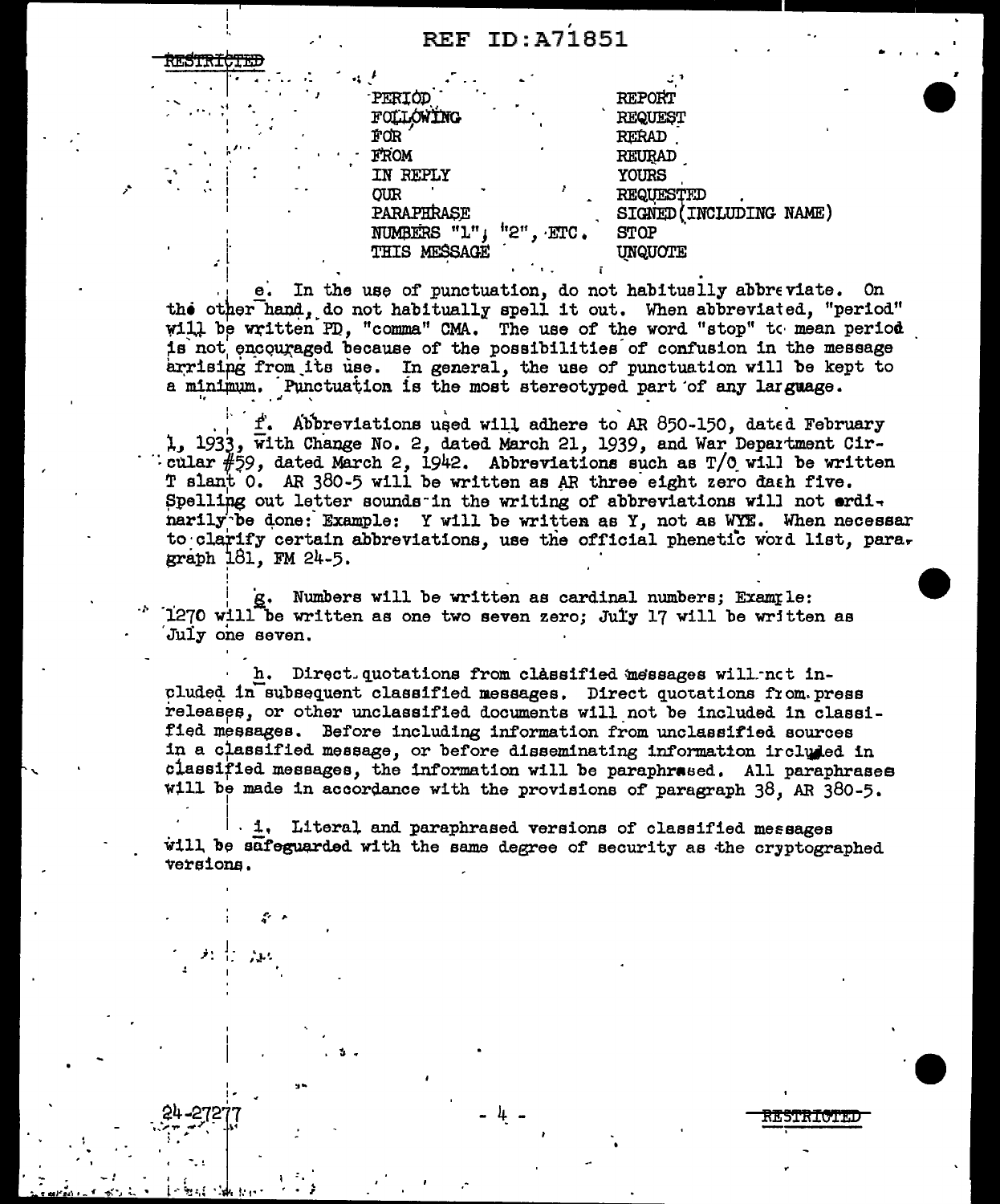RESTRICTED

| | |
|---|---|
| PERIOD | REPORT |
| FOLLOWING | REQUEST |
| FOR | RERAD |
| FROM | REURAD |
| IN REPLY | YOURS |
| OUR | REQUESTED |
| PARAPHRASE | SIGNED (INCLUDING NAME) |
| NUMBERS "1", "2", ETC. | STOP |
| THIS MESSAGE | UNQUOTE |

e. In the use of punctuation, do not habitually abbreviate. On the other hand, do not habitually spell it out. When abbreviated, "period" will be written PD, "comma" CMA. The use of the word "stop" to mean period is not encouraged because of the possibilities of confusion in the message arising from its use. In general, the use of punctuation will be kept to a minimum. Punctuation is the most stereotyped part of any language.

f. Abbreviations used will adhere to AR 850-150, dated February 1, 1933, with Change No. 2, dated March 21, 1939, and War Department Circular #59, dated March 2, 1942. Abbreviations such as T/O will be written T slant O. AR 380-5 will be written as AR three eight zero dash five. Spelling out letter sounds in the writing of abbreviations will not ordinarily be done: Example: Y will be written as Y, not as WYE. When necessar to clarify certain abbreviations, use the official phenetic word list, paragraph 181, FM 24-5.

g. Numbers will be written as cardinal numbers; Example: 1270 will be written as one two seven zero; July 17 will be written as July one seven.

h. Direct quotations from classified messages will not included in subsequent classified messages. Direct quotations from press releases, or other unclassified documents will not be included in classified messages. Before including information from unclassified sources in a classified message, or before disseminating information included in classified messages, the information will be paraphrased. All paraphrases will be made in accordance with the provisions of paragraph 38, AR 380-5.

i. Literal and paraphrased versions of classified messages will be safeguarded with the same degree of security as the cryptographed versions.

24-27277

RESTRICTED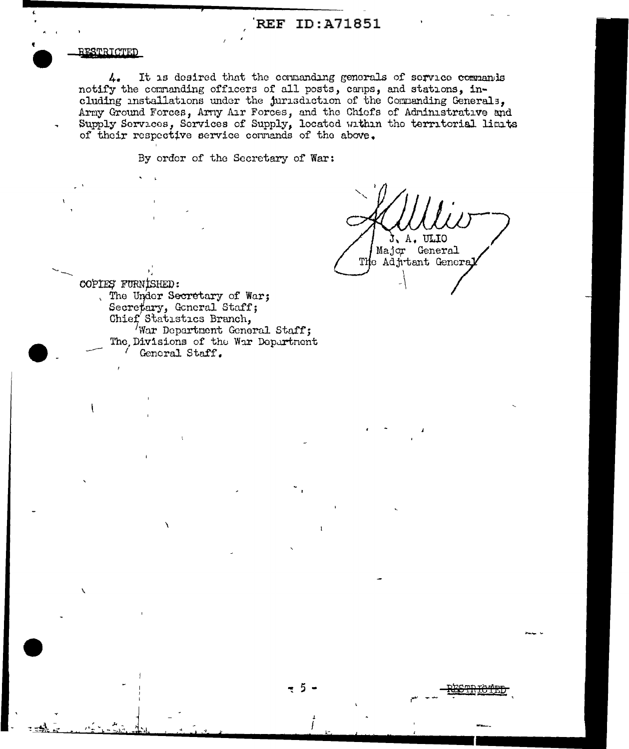RESTRICTED

4. It is desired that the commanding generals of service commands notify the commanding officers of all posts, camps, and stations, including installations under the jurisdiction of the Commanding Generals, Army Ground Forces, Army Air Forces, and the Chiefs of Administrative and Supply Services, Services of Supply, located within the territorial limits of their respective service commands of the above.

By order of the Secretary of War:

J. A. ULIO  
Major General  
The Adjutant General

COPIES FURNISHED:

- The Under Secretary of War;
- Secretary, General Staff;
- Chief Statistics Branch, War Department General Staff;
- The Divisions of the War Department General Staff.

RESTRICTED